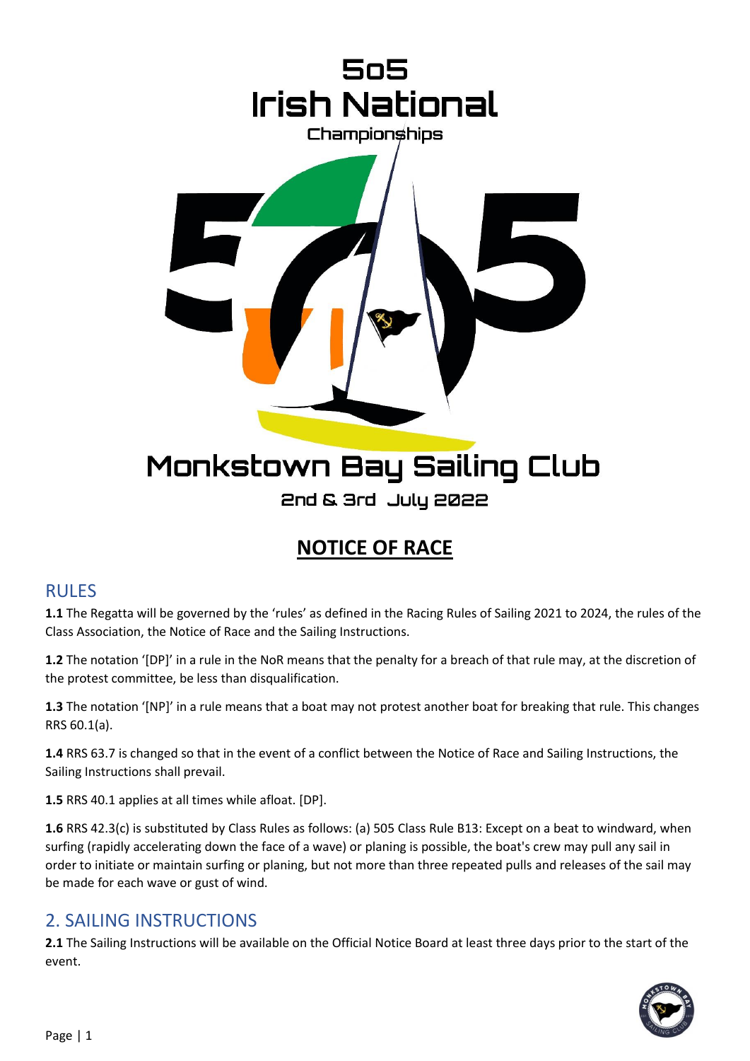# 5o5 Irish National Championships

## Monkstown Bay Sailing Club

2nd & 3rd July 2022

## NOTICE OF RACE

## RULES

**1.1** The Regatta will be governed by the 'rules' as defined in the Racing Rules of Sailing 2021 to 2024, the rules of the Class Association, the Notice of Race and the Sailing Instructions.

**1.2** The notation '[DP]' in a rule in the NoR means that the penalty for a breach of that rule may, at the discretion of the protest committee, be less than disqualification.

**1.3** The notation '[NP]' in a rule means that a boat may not protest another boat for breaking that rule. This changes RRS 60.1(a).

**1.4** RRS 63.7 is changed so that in the event of a conflict between the Notice of Race and Sailing Instructions, the Sailing Instructions shall prevail.

**1.5** RRS 40.1 applies at all times while afloat. [DP].

**1.6** RRS 42.3(c) is substituted by Class Rules as follows: (a) 505 Class Rule B13: Except on a beat to windward, when surfing (rapidly accelerating down the face of a wave) or planing is possible, the boat's crew may pull any sail in order to initiate or maintain surfing or planing, but not more than three repeated pulls and releases of the sail may be made for each wave or gust of wind.

## 2. SAILING INSTRUCTIONS

**2.1** The Sailing Instructions will be available on the Official Notice Board at least three days prior to the start of the event.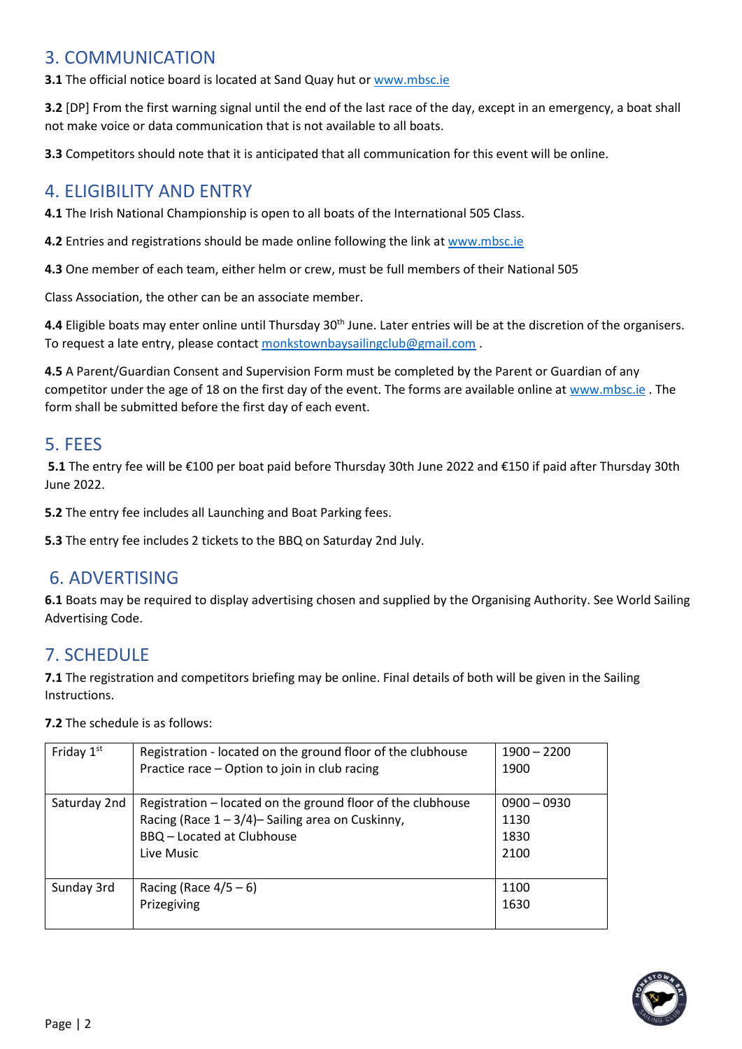## 3. COMMUNICATION

**3.1** The official notice board is located at Sand Quay hut or www.mbsc.ie

**3.2** [DP] From the first warning signal until the end of the last race of the day, except in an emergency, a boat shall not make voice or data communication that is not available to all boats.

**3.3** Competitors should note that it is anticipated that all communication for this event will be online.

## 4. ELIGIBILITY AND ENTRY

**4.1** The Irish National Championship is open to all boats of the International 505 Class.

**4.2** Entries and registrations should be made online following the link at www.mbsc.ie

**4.3** One member of each team, either helm or crew, must be full members of their National 505

Class Association, the other can be an associate member.

**4.4** Eligible boats may enter online until Thursday 30th June. Later entries will be at the discretion of the organisers. To request a late entry, please contact monkstownbaysailingclub@gmail.com .

**4.5** A Parent/Guardian Consent and Supervision Form must be completed by the Parent or Guardian of any competitor under the age of 18 on the first day of the event. The forms are available online at www.mbsc.ie . The form shall be submitted before the first day of each event.

## 5. FEES

**5.1** The entry fee will be €100 per boat paid before Thursday 30th June 2022 and €150 if paid after Thursday 30th June 2022.

**5.2** The entry fee includes all Launching and Boat Parking fees.

**5.3** The entry fee includes 2 tickets to the BBQ on Saturday 2nd July.

## 6. ADVERTISING

**6.1** Boats may be required to display advertising chosen and supplied by the Organising Authority. See World Sailing Advertising Code.

## 7. SCHEDULE

**7.1** The registration and competitors briefing may be online. Final details of both will be given in the Sailing Instructions.

**7.2** The schedule is as follows:

| | | |
|---|---|---|
| Friday 1st | Registration - located on the ground floor of the clubhouse<br>Practice race – Option to join in club racing | 1900 – 2200<br>1900 |
| Saturday 2nd | Registration – located on the ground floor of the clubhouse<br>Racing (Race 1 – 3/4)– Sailing area on Cuskinny,<br>BBQ – Located at Clubhouse<br>Live Music | 0900 – 0930<br>1130<br>1830<br>2100 |
| Sunday 3rd | Racing (Race 4/5 – 6)<br>Prizegiving | 1100<br>1630 |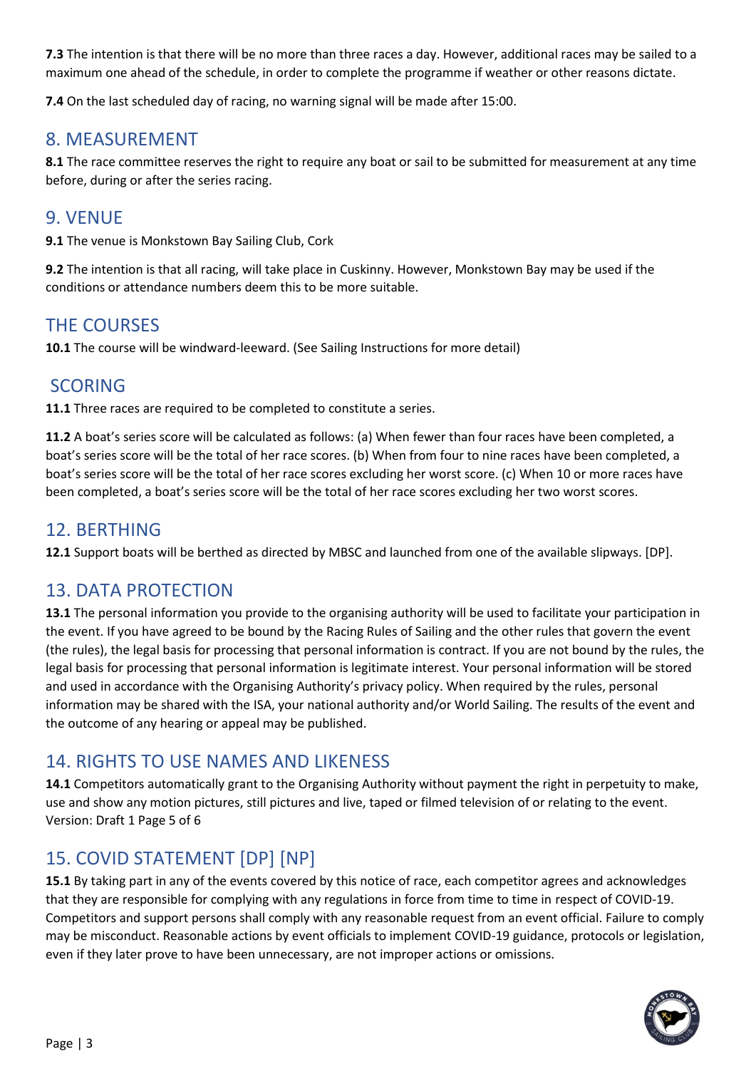**7.3** The intention is that there will be no more than three races a day. However, additional races may be sailed to a maximum one ahead of the schedule, in order to complete the programme if weather or other reasons dictate.

**7.4** On the last scheduled day of racing, no warning signal will be made after 15:00.

## 8. MEASUREMENT

**8.1** The race committee reserves the right to require any boat or sail to be submitted for measurement at any time before, during or after the series racing.

## 9. VENUE

**9.1** The venue is Monkstown Bay Sailing Club, Cork

**9.2** The intention is that all racing, will take place in Cuskinny. However, Monkstown Bay may be used if the conditions or attendance numbers deem this to be more suitable.

## THE COURSES

**10.1** The course will be windward-leeward. (See Sailing Instructions for more detail)

## SCORING

**11.1** Three races are required to be completed to constitute a series.

**11.2** A boat's series score will be calculated as follows: (a) When fewer than four races have been completed, a boat's series score will be the total of her race scores. (b) When from four to nine races have been completed, a boat's series score will be the total of her race scores excluding her worst score. (c) When 10 or more races have been completed, a boat's series score will be the total of her race scores excluding her two worst scores.

## 12. BERTHING

**12.1** Support boats will be berthed as directed by MBSC and launched from one of the available slipways. [DP].

## 13. DATA PROTECTION

**13.1** The personal information you provide to the organising authority will be used to facilitate your participation in the event. If you have agreed to be bound by the Racing Rules of Sailing and the other rules that govern the event (the rules), the legal basis for processing that personal information is contract. If you are not bound by the rules, the legal basis for processing that personal information is legitimate interest. Your personal information will be stored and used in accordance with the Organising Authority's privacy policy. When required by the rules, personal information may be shared with the ISA, your national authority and/or World Sailing. The results of the event and the outcome of any hearing or appeal may be published.

## 14. RIGHTS TO USE NAMES AND LIKENESS

**14.1** Competitors automatically grant to the Organising Authority without payment the right in perpetuity to make, use and show any motion pictures, still pictures and live, taped or filmed television of or relating to the event.
Version: Draft 1 Page 5 of 6

## 15. COVID STATEMENT [DP] [NP]

**15.1** By taking part in any of the events covered by this notice of race, each competitor agrees and acknowledges that they are responsible for complying with any regulations in force from time to time in respect of COVID-19. Competitors and support persons shall comply with any reasonable request from an event official. Failure to comply may be misconduct. Reasonable actions by event officials to implement COVID-19 guidance, protocols or legislation, even if they later prove to have been unnecessary, are not improper actions or omissions.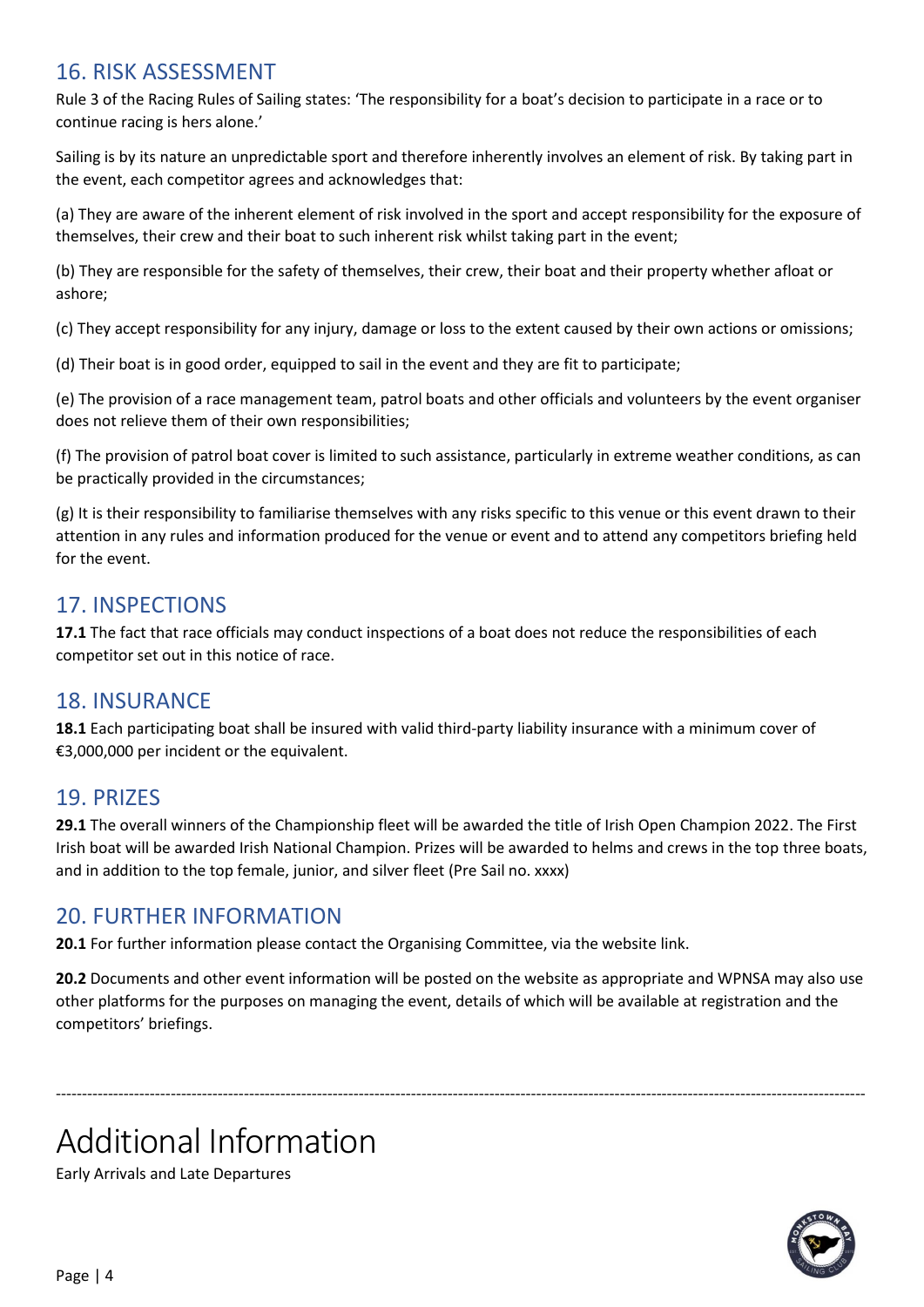## 16. RISK ASSESSMENT

Rule 3 of the Racing Rules of Sailing states: 'The responsibility for a boat's decision to participate in a race or to continue racing is hers alone.'

Sailing is by its nature an unpredictable sport and therefore inherently involves an element of risk. By taking part in the event, each competitor agrees and acknowledges that:

(a) They are aware of the inherent element of risk involved in the sport and accept responsibility for the exposure of themselves, their crew and their boat to such inherent risk whilst taking part in the event;

(b) They are responsible for the safety of themselves, their crew, their boat and their property whether afloat or ashore;

(c) They accept responsibility for any injury, damage or loss to the extent caused by their own actions or omissions;

(d) Their boat is in good order, equipped to sail in the event and they are fit to participate;

(e) The provision of a race management team, patrol boats and other officials and volunteers by the event organiser does not relieve them of their own responsibilities;

(f) The provision of patrol boat cover is limited to such assistance, particularly in extreme weather conditions, as can be practically provided in the circumstances;

(g) It is their responsibility to familiarise themselves with any risks specific to this venue or this event drawn to their attention in any rules and information produced for the venue or event and to attend any competitors briefing held for the event.

## 17. INSPECTIONS

**17.1** The fact that race officials may conduct inspections of a boat does not reduce the responsibilities of each competitor set out in this notice of race.

## 18. INSURANCE

**18.1** Each participating boat shall be insured with valid third-party liability insurance with a minimum cover of €3,000,000 per incident or the equivalent.

## 19. PRIZES

**29.1** The overall winners of the Championship fleet will be awarded the title of Irish Open Champion 2022. The First Irish boat will be awarded Irish National Champion. Prizes will be awarded to helms and crews in the top three boats, and in addition to the top female, junior, and silver fleet (Pre Sail no. xxxx)

## 20. FURTHER INFORMATION

**20.1** For further information please contact the Organising Committee, via the website link.

**20.2** Documents and other event information will be posted on the website as appropriate and WPNSA may also use other platforms for the purposes on managing the event, details of which will be available at registration and the competitors' briefings.

---

# Additional Information

Early Arrivals and Late Departures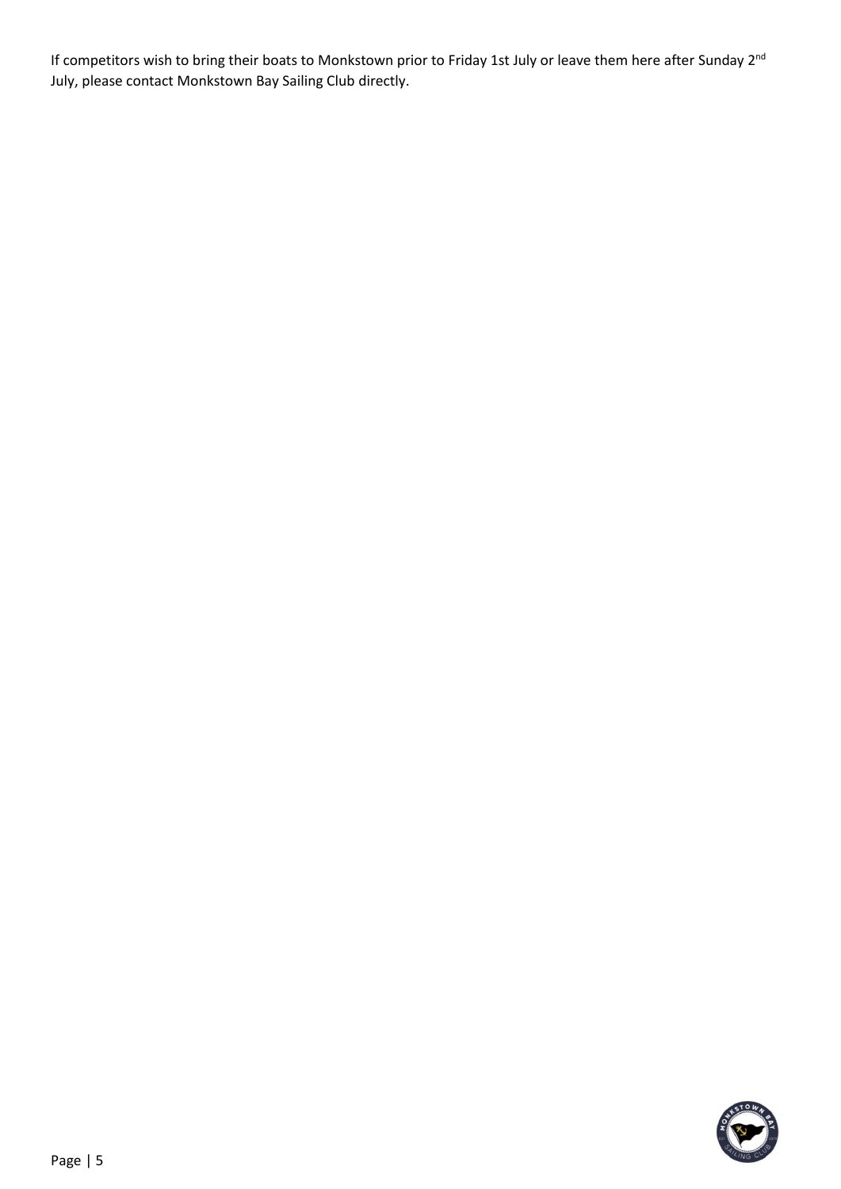If competitors wish to bring their boats to Monkstown prior to Friday 1st July or leave them here after Sunday 2nd July, please contact Monkstown Bay Sailing Club directly.